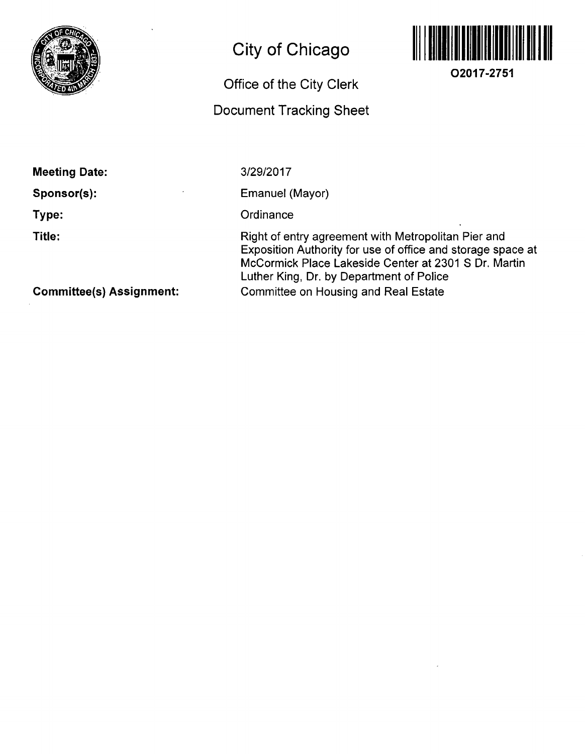# City of Chicago

## Office of the City Clerk

## Document Tracking Sheet

O2017-2751

**Meeting Date:** 3/29/2017

**Sponsor(s):** Emanuel (Mayor)

**Type:** Ordinance

**Title:** Right of entry agreement with Metropolitan Pier and Exposition Authority for use of office and storage space at McCormick Place Lakeside Center at 2301 S Dr. Martin Luther King, Dr. by Department of Police

**Committee(s) Assignment:** Committee on Housing and Real Estate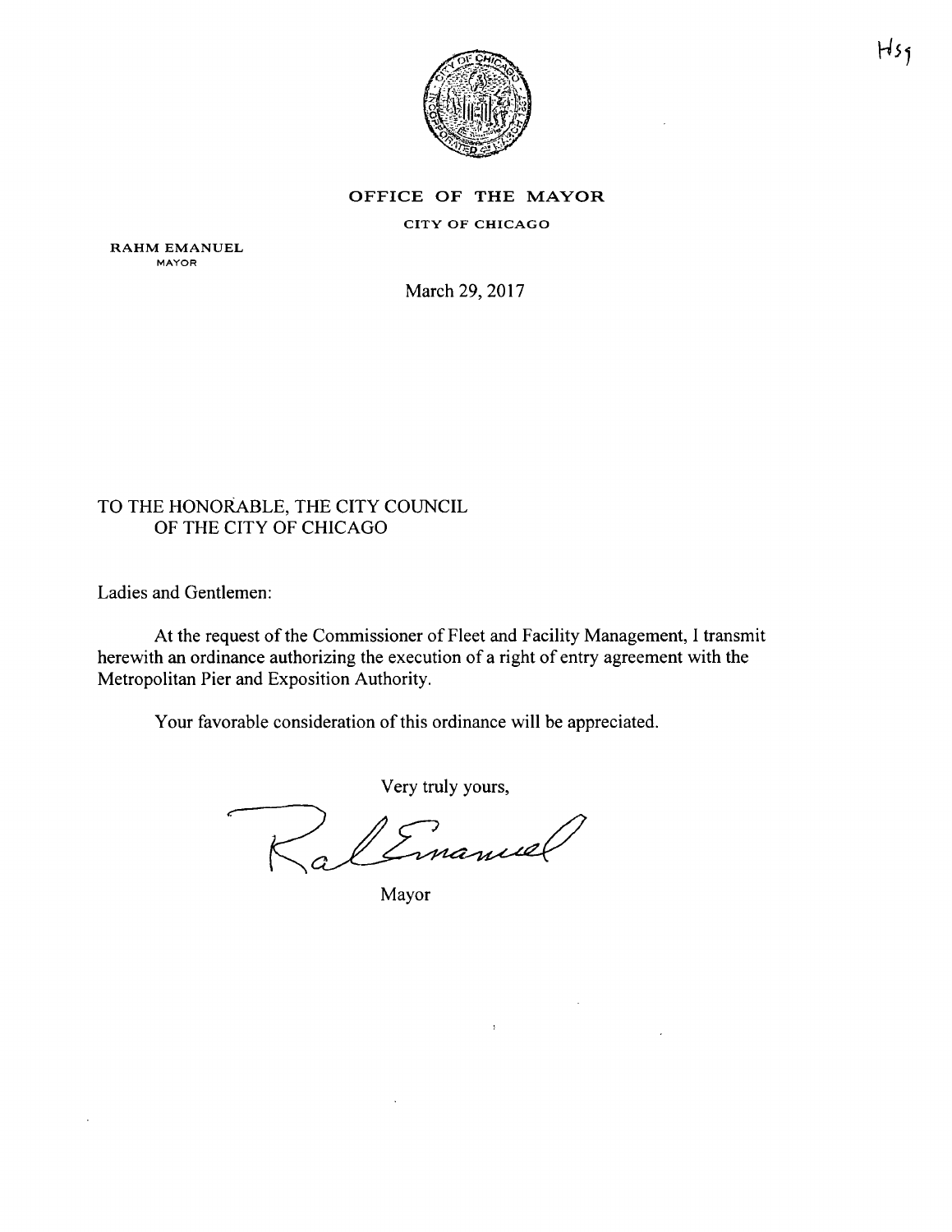H59

# OFFICE OF THE MAYOR

CITY OF CHICAGO

RAHM EMANUEL
MAYOR

March 29, 2017

TO THE HONORABLE, THE CITY COUNCIL
OF THE CITY OF CHICAGO

Ladies and Gentlemen:

At the request of the Commissioner of Fleet and Facility Management, I transmit herewith an ordinance authorizing the execution of a right of entry agreement with the Metropolitan Pier and Exposition Authority.

Your favorable consideration of this ordinance will be appreciated.

Very truly yours,

Mayor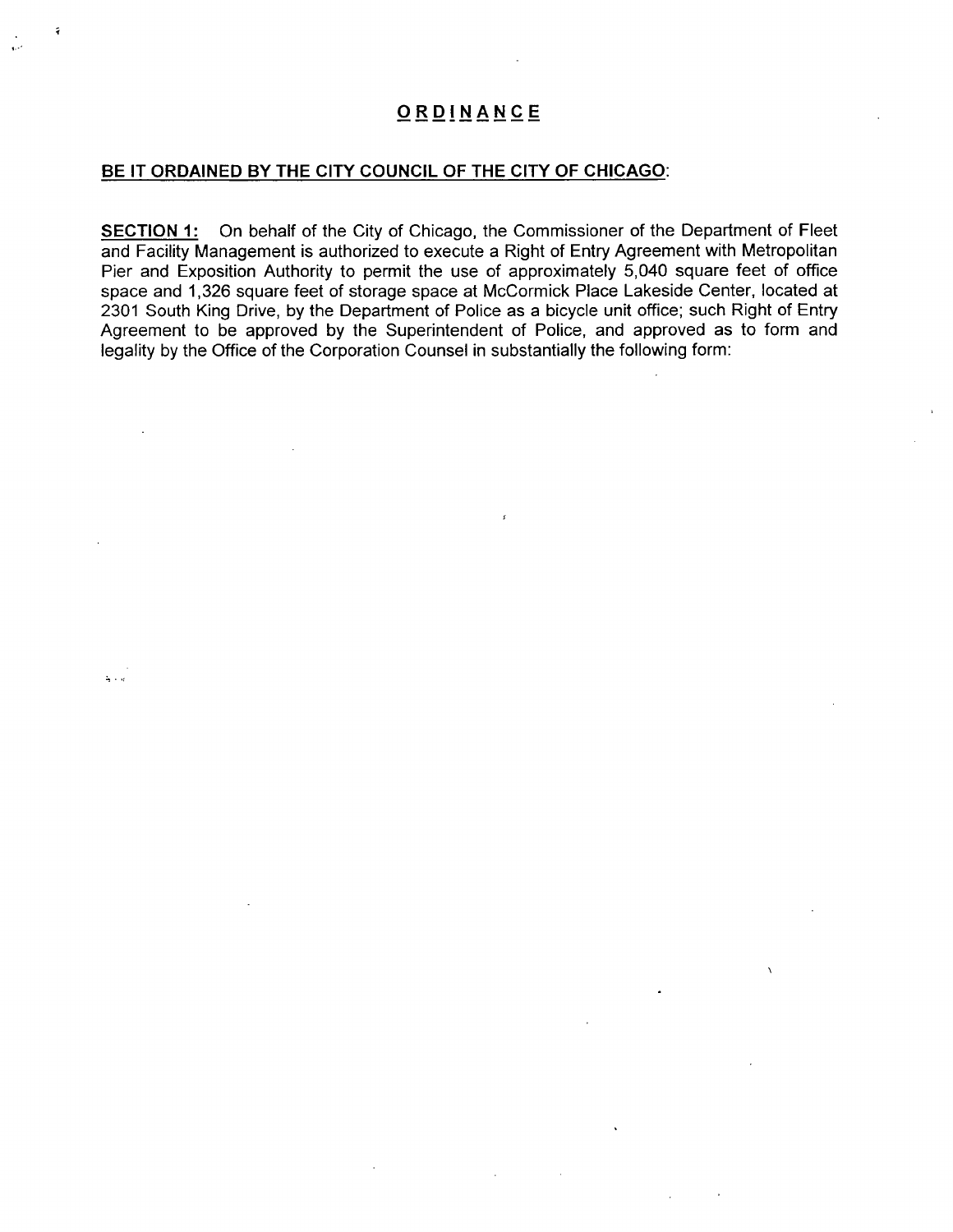# ORDINANCE

**BE IT ORDAINED BY THE CITY COUNCIL OF THE CITY OF CHICAGO:**

**SECTION 1:** On behalf of the City of Chicago, the Commissioner of the Department of Fleet and Facility Management is authorized to execute a Right of Entry Agreement with Metropolitan Pier and Exposition Authority to permit the use of approximately 5,040 square feet of office space and 1,326 square feet of storage space at McCormick Place Lakeside Center, located at 2301 South King Drive, by the Department of Police as a bicycle unit office; such Right of Entry Agreement to be approved by the Superintendent of Police, and approved as to form and legality by the Office of the Corporation Counsel in substantially the following form: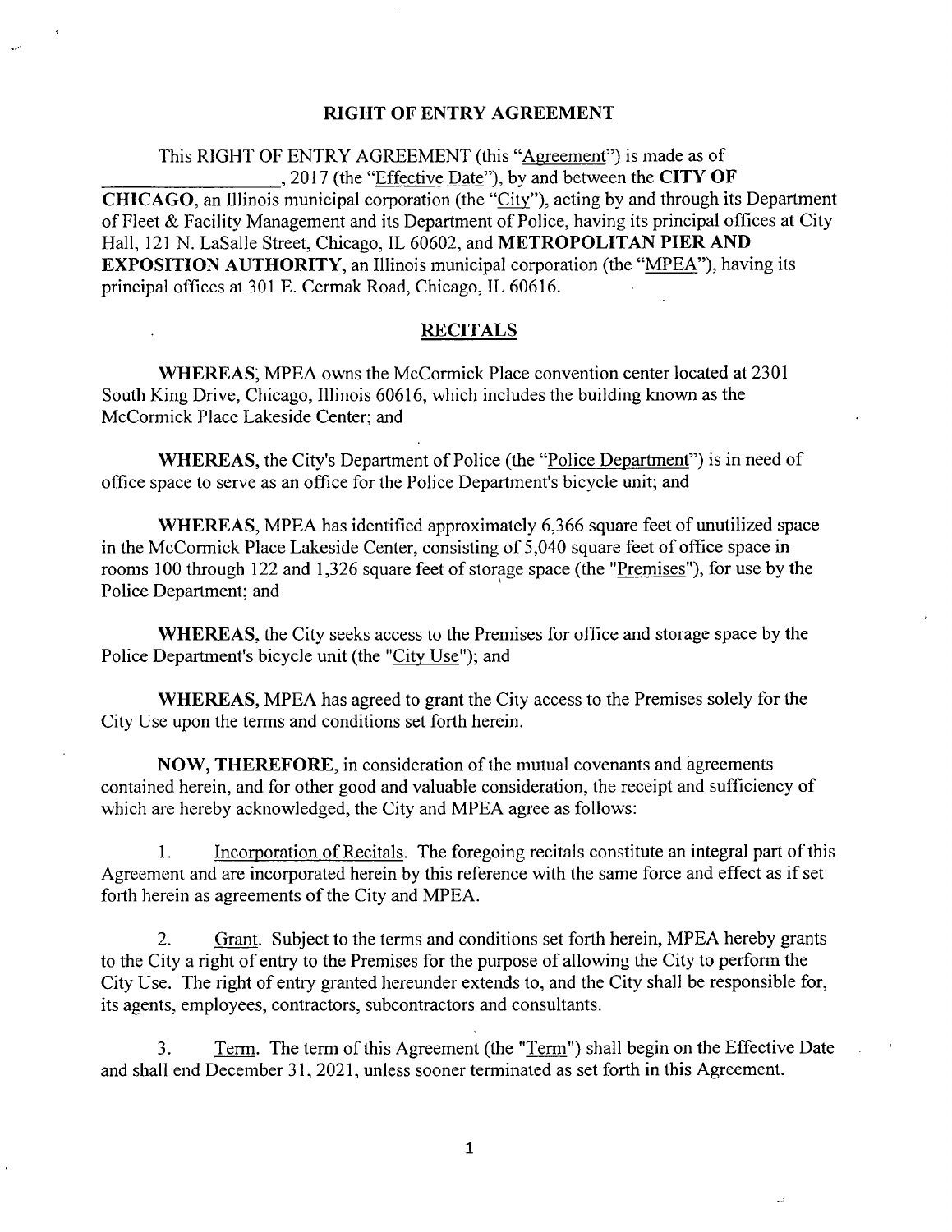# RIGHT OF ENTRY AGREEMENT

This RIGHT OF ENTRY AGREEMENT (this "Agreement") is made as of \_\_\_\_\_\_\_\_\_\_\_\_\_\_\_\_\_\_, 2017 (the "Effective Date"), by and between the **CITY OF CHICAGO**, an Illinois municipal corporation (the "City"), acting by and through its Department of Fleet & Facility Management and its Department of Police, having its principal offices at City Hall, 121 N. LaSalle Street, Chicago, IL 60602, and **METROPOLITAN PIER AND EXPOSITION AUTHORITY**, an Illinois municipal corporation (the "MPEA"), having its principal offices at 301 E. Cermak Road, Chicago, IL 60616.

## RECITALS

**WHEREAS**, MPEA owns the McCormick Place convention center located at 2301 South King Drive, Chicago, Illinois 60616, which includes the building known as the McCormick Place Lakeside Center; and

**WHEREAS**, the City's Department of Police (the "Police Department") is in need of office space to serve as an office for the Police Department's bicycle unit; and

**WHEREAS**, MPEA has identified approximately 6,366 square feet of unutilized space in the McCormick Place Lakeside Center, consisting of 5,040 square feet of office space in rooms 100 through 122 and 1,326 square feet of storage space (the "Premises"), for use by the Police Department; and

**WHEREAS**, the City seeks access to the Premises for office and storage space by the Police Department's bicycle unit (the "City Use"); and

**WHEREAS**, MPEA has agreed to grant the City access to the Premises solely for the City Use upon the terms and conditions set forth herein.

**NOW, THEREFORE**, in consideration of the mutual covenants and agreements contained herein, and for other good and valuable consideration, the receipt and sufficiency of which are hereby acknowledged, the City and MPEA agree as follows:

1. Incorporation of Recitals. The foregoing recitals constitute an integral part of this Agreement and are incorporated herein by this reference with the same force and effect as if set forth herein as agreements of the City and MPEA.

2. Grant. Subject to the terms and conditions set forth herein, MPEA hereby grants to the City a right of entry to the Premises for the purpose of allowing the City to perform the City Use. The right of entry granted hereunder extends to, and the City shall be responsible for, its agents, employees, contractors, subcontractors and consultants.

3. Term. The term of this Agreement (the "Term") shall begin on the Effective Date and shall end December 31, 2021, unless sooner terminated as set forth in this Agreement.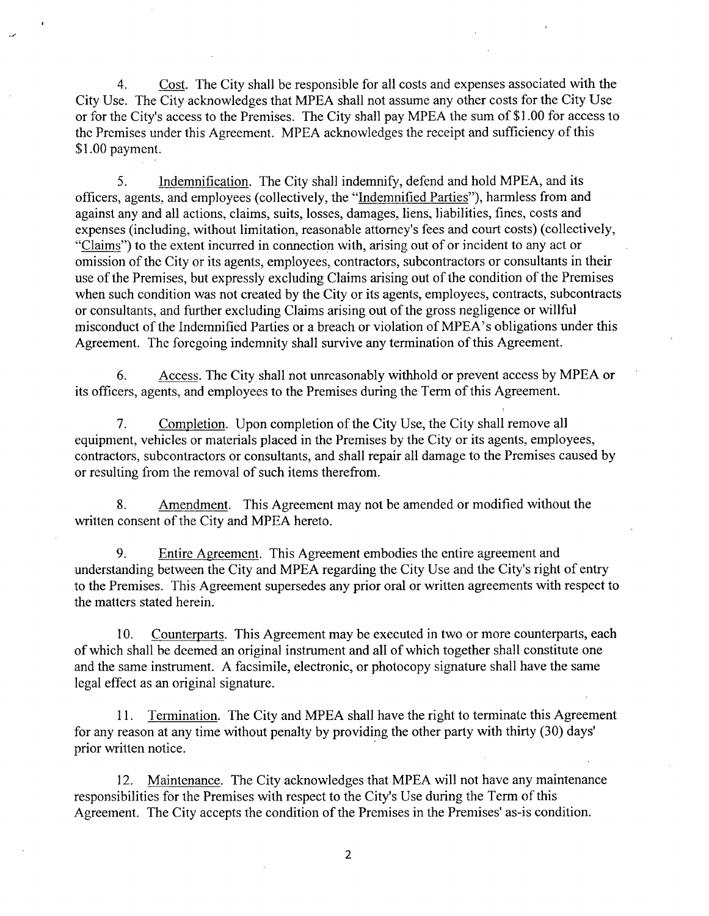4. Cost. The City shall be responsible for all costs and expenses associated with the City Use. The City acknowledges that MPEA shall not assume any other costs for the City Use or for the City's access to the Premises. The City shall pay MPEA the sum of $1.00 for access to the Premises under this Agreement. MPEA acknowledges the receipt and sufficiency of this $1.00 payment.

5. Indemnification. The City shall indemnify, defend and hold MPEA, and its officers, agents, and employees (collectively, the "Indemnified Parties"), harmless from and against any and all actions, claims, suits, losses, damages, liens, liabilities, fines, costs and expenses (including, without limitation, reasonable attorney's fees and court costs) (collectively, "Claims") to the extent incurred in connection with, arising out of or incident to any act or omission of the City or its agents, employees, contractors, subcontractors or consultants in their use of the Premises, but expressly excluding Claims arising out of the condition of the Premises when such condition was not created by the City or its agents, employees, contracts, subcontracts or consultants, and further excluding Claims arising out of the gross negligence or willful misconduct of the Indemnified Parties or a breach or violation of MPEA's obligations under this Agreement. The foregoing indemnity shall survive any termination of this Agreement.

6. Access. The City shall not unreasonably withhold or prevent access by MPEA or its officers, agents, and employees to the Premises during the Term of this Agreement.

7. Completion. Upon completion of the City Use, the City shall remove all equipment, vehicles or materials placed in the Premises by the City or its agents, employees, contractors, subcontractors or consultants, and shall repair all damage to the Premises caused by or resulting from the removal of such items therefrom.

8. Amendment. This Agreement may not be amended or modified without the written consent of the City and MPEA hereto.

9. Entire Agreement. This Agreement embodies the entire agreement and understanding between the City and MPEA regarding the City Use and the City's right of entry to the Premises. This Agreement supersedes any prior oral or written agreements with respect to the matters stated herein.

10. Counterparts. This Agreement may be executed in two or more counterparts, each of which shall be deemed an original instrument and all of which together shall constitute one and the same instrument. A facsimile, electronic, or photocopy signature shall have the same legal effect as an original signature.

11. Termination. The City and MPEA shall have the right to terminate this Agreement for any reason at any time without penalty by providing the other party with thirty (30) days' prior written notice.

12. Maintenance. The City acknowledges that MPEA will not have any maintenance responsibilities for the Premises with respect to the City's Use during the Term of this Agreement. The City accepts the condition of the Premises in the Premises' as-is condition.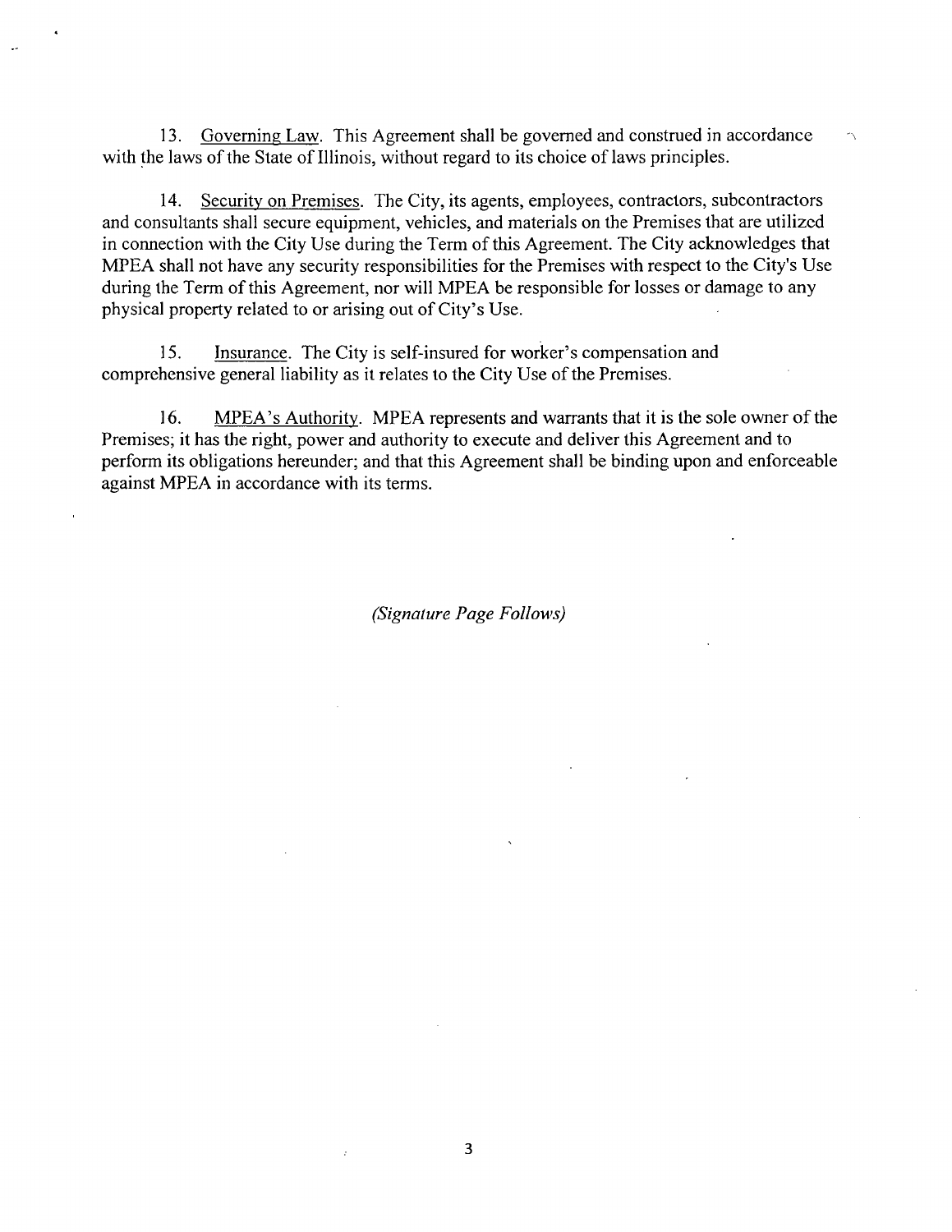13. Governing Law. This Agreement shall be governed and construed in accordance with the laws of the State of Illinois, without regard to its choice of laws principles.

14. Security on Premises. The City, its agents, employees, contractors, subcontractors and consultants shall secure equipment, vehicles, and materials on the Premises that are utilized in connection with the City Use during the Term of this Agreement. The City acknowledges that MPEA shall not have any security responsibilities for the Premises with respect to the City's Use during the Term of this Agreement, nor will MPEA be responsible for losses or damage to any physical property related to or arising out of City's Use.

15. Insurance. The City is self-insured for worker's compensation and comprehensive general liability as it relates to the City Use of the Premises.

16. MPEA's Authority. MPEA represents and warrants that it is the sole owner of the Premises; it has the right, power and authority to execute and deliver this Agreement and to perform its obligations hereunder; and that this Agreement shall be binding upon and enforceable against MPEA in accordance with its terms.

*(Signature Page Follows)*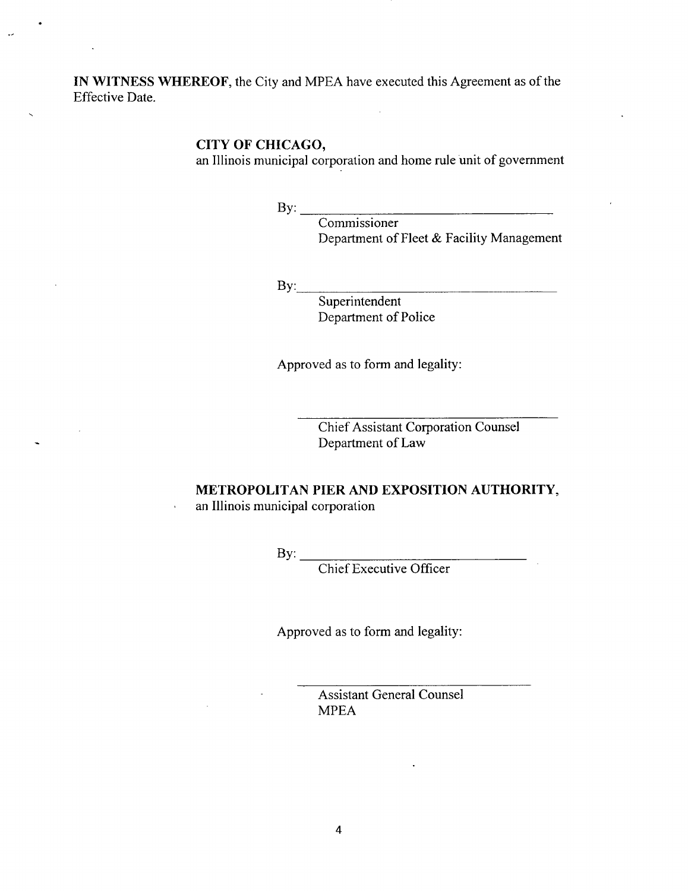**IN WITNESS WHEREOF**, the City and MPEA have executed this Agreement as of the Effective Date.

**CITY OF CHICAGO,**
an Illinois municipal corporation and home rule unit of government

By: ____________________________________
Commissioner
Department of Fleet & Facility Management

By: ____________________________________
Superintendent
Department of Police

Approved as to form and legality:

____________________________________
Chief Assistant Corporation Counsel
Department of Law

**METROPOLITAN PIER AND EXPOSITION AUTHORITY,**
an Illinois municipal corporation

By: ________________________________
Chief Executive Officer

Approved as to form and legality:

____________________________________
Assistant General Counsel
MPEA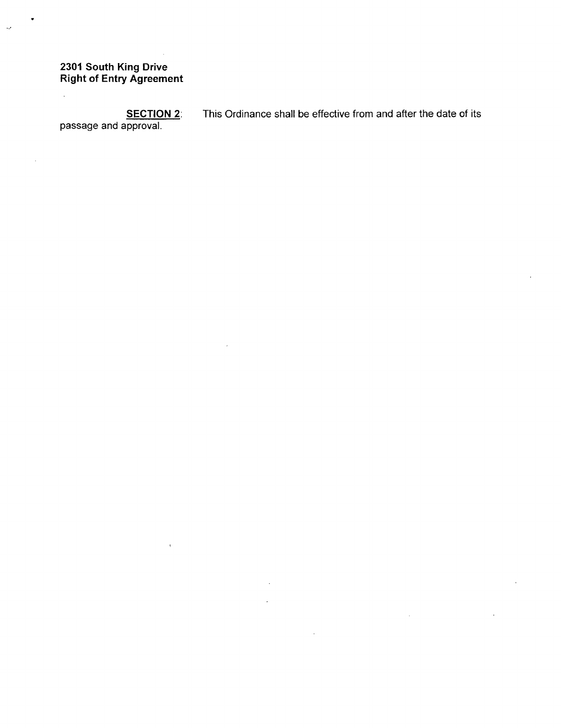**SECTION 2**: This Ordinance shall be effective from and after the date of its passage and approval.